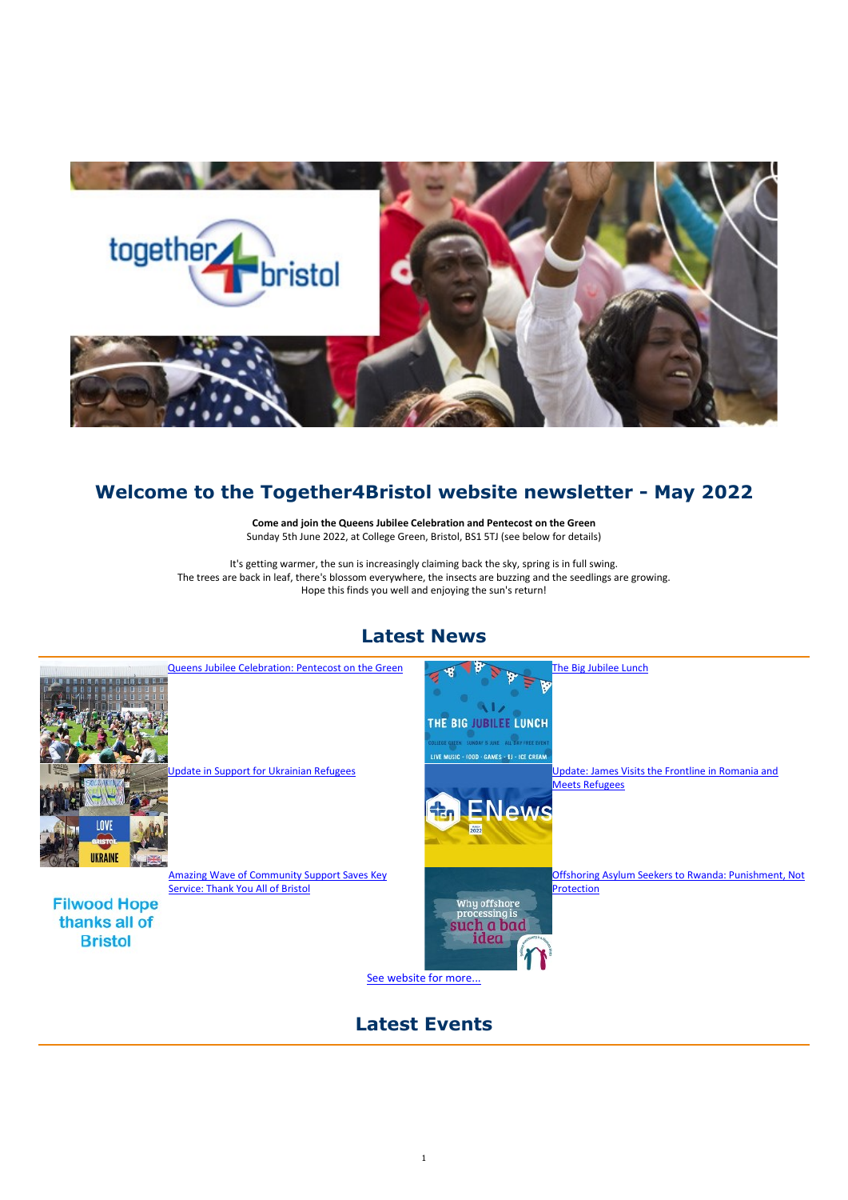# Welcome to the Together4Bristol website newsletter - May 2022

**Come and join the Queens Jubilee Celebration and Pentecost on the Green**
Sunday 5th June 2022, at College Green, Bristol, BS1 5TJ (see below for details)

It's getting warmer, the sun is increasingly claiming back the sky, spring is in full swing.
The trees are back in leaf, there's blossom everywhere, the insects are buzzing and the seedlings are growing.
Hope this finds you well and enjoying the sun's return!

## Latest News

Queens Jubilee Celebration: Pentecost on the Green

The Big Jubilee Lunch

Update in Support for Ukrainian Refugees

Update: James Visits the Frontline in Romania and Meets Refugees

Amazing Wave of Community Support Saves Key Service: Thank You All of Bristol

Offshoring Asylum Seekers to Rwanda: Punishment, Not Protection

See website for more...

## Latest Events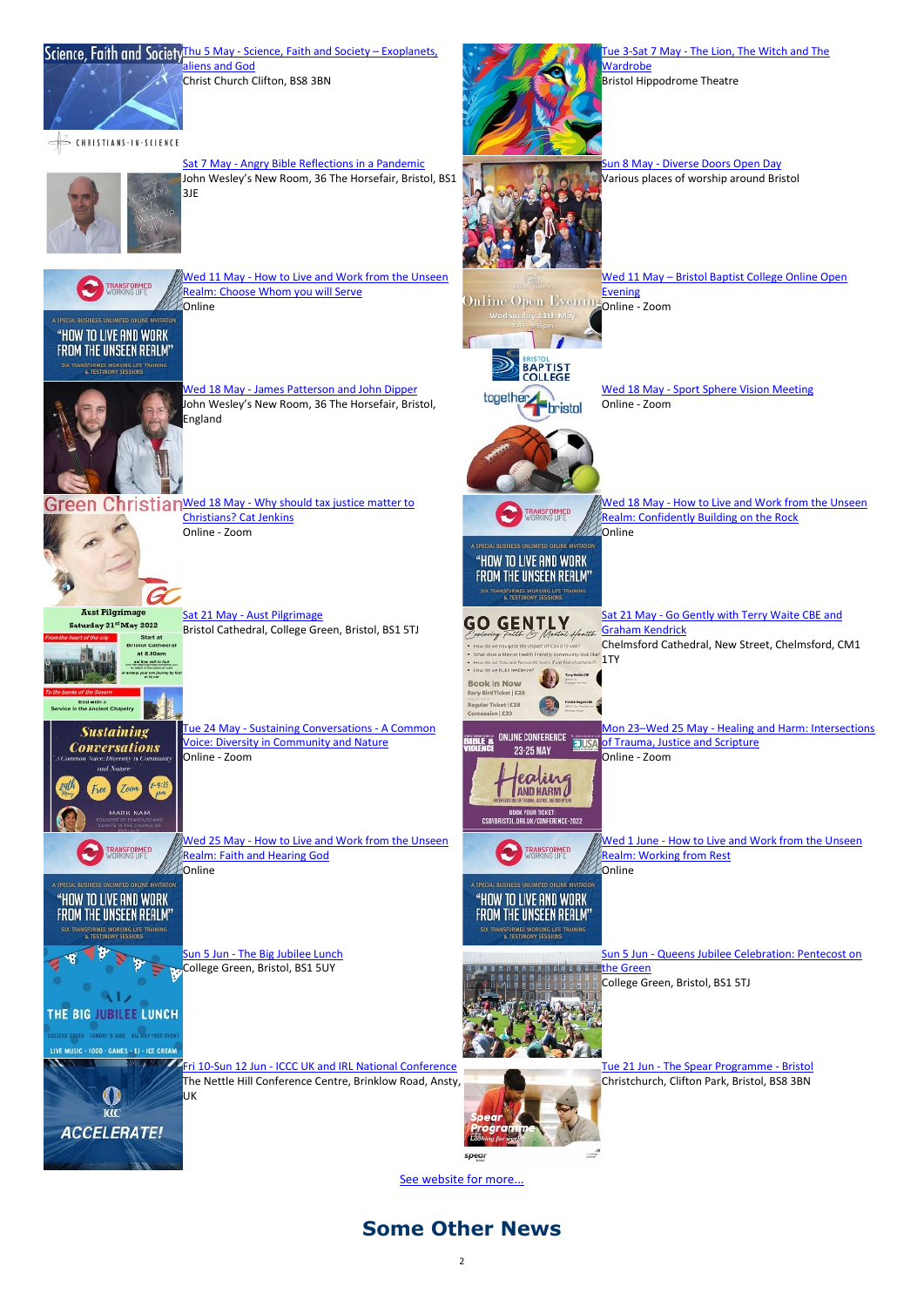[Thu 5 May - Science, Faith and Society – Exoplanets, aliens and God](#)
Christ Church Clifton, BS8 3BN

[Tue 3-Sat 7 May - The Lion, The Witch and The Wardrobe](#)
Bristol Hippodrome Theatre

[Sat 7 May - Angry Bible Reflections in a Pandemic](#)
John Wesley's New Room, 36 The Horsefair, Bristol, BS1 3JE

[Sun 8 May - Diverse Doors Open Day](#)
Various places of worship around Bristol

[Wed 11 May - How to Live and Work from the Unseen Realm: Choose Whom you will Serve](#)
Online

[Wed 11 May – Bristol Baptist College Online Open Evening](#)
Online - Zoom

[Wed 18 May - James Patterson and John Dipper](#)
John Wesley's New Room, 36 The Horsefair, Bristol, England

[Wed 18 May - Sport Sphere Vision Meeting](#)
Online - Zoom

[Wed 18 May - Why should tax justice matter to Christians? Cat Jenkins](#)
Online - Zoom

[Wed 18 May - How to Live and Work from the Unseen Realm: Confidently Building on the Rock](#)
Online

[Sat 21 May - Aust Pilgrimage](#)
Bristol Cathedral, College Green, Bristol, BS1 5TJ

[Sat 21 May - Go Gently with Terry Waite CBE and Graham Kendrick](#)
Chelmsford Cathedral, New Street, Chelmsford, CM1 1TY

[Tue 24 May - Sustaining Conversations - A Common Voice: Diversity in Community and Nature](#)
Online - Zoom

[Mon 23–Wed 25 May - Healing and Harm: Intersections of Trauma, Justice and Scripture](#)
Online - Zoom

[Wed 25 May - How to Live and Work from the Unseen Realm: Faith and Hearing God](#)
Online

[Wed 1 June - How to Live and Work from the Unseen Realm: Working from Rest](#)
Online

[Sun 5 Jun - The Big Jubilee Lunch](#)
College Green, Bristol, BS1 5UY

[Sun 5 Jun - Queens Jubilee Celebration: Pentecost on the Green](#)
College Green, Bristol, BS1 5TJ

[Fri 10-Sun 12 Jun - ICCC UK and IRL National Conference](#)
The Nettle Hill Conference Centre, Brinklow Road, Ansty, UK

[Tue 21 Jun - The Spear Programme - Bristol](#)
Christchurch, Clifton Park, Bristol, BS8 3BN

[See website for more...](#)

# Some Other News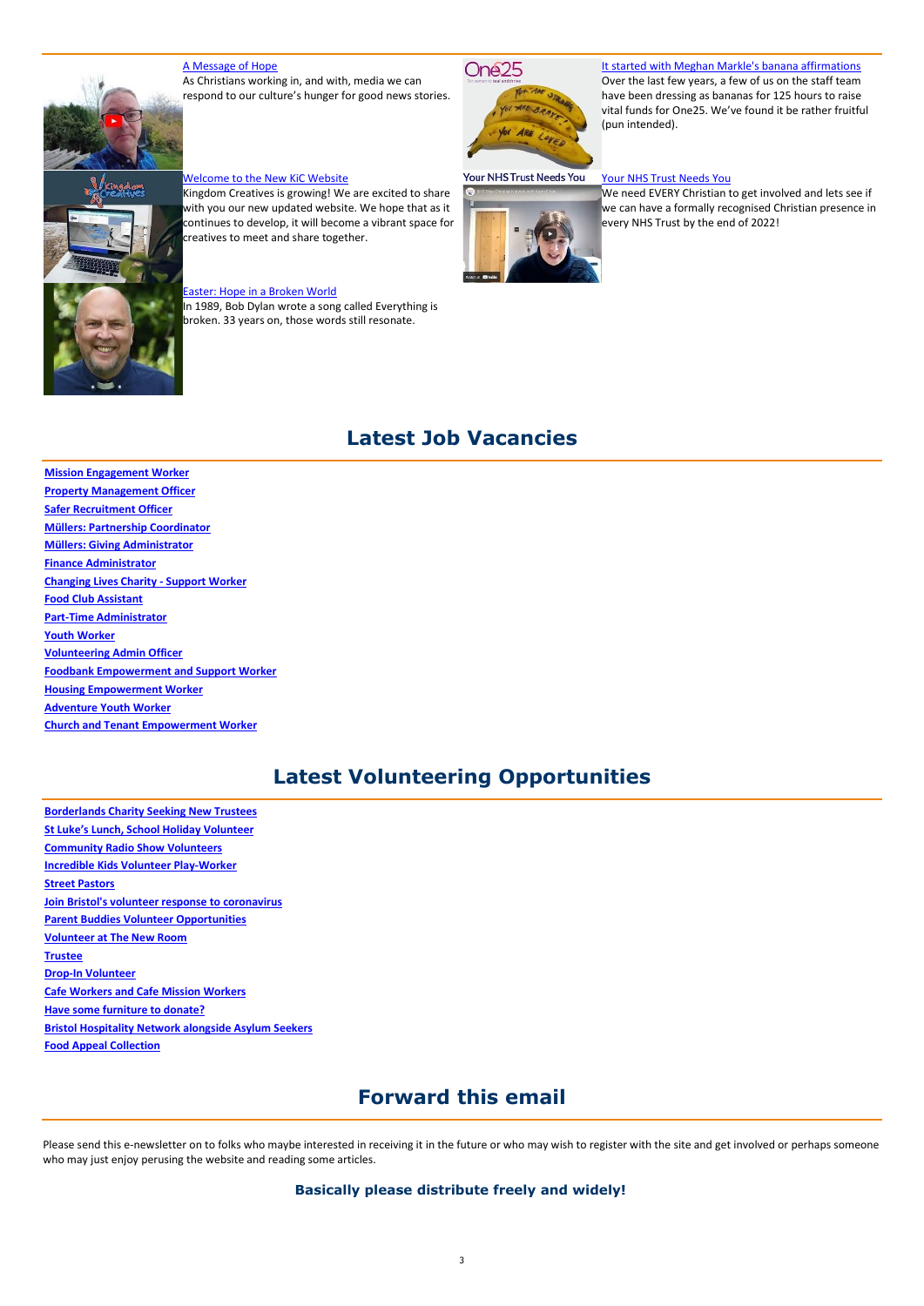A Message of Hope

As Christians working in, and with, media we can respond to our culture's hunger for good news stories.

Welcome to the New KiC Website

Kingdom Creatives is growing! We are excited to share with you our new updated website. We hope that as it continues to develop, it will become a vibrant space for creatives to meet and share together.

Easter: Hope in a Broken World

In 1989, Bob Dylan wrote a song called Everything is broken. 33 years on, those words still resonate.

It started with Meghan Markle's banana affirmations

Over the last few years, a few of us on the staff team have been dressing as bananas for 125 hours to raise vital funds for One25. We've found it be rather fruitful (pun intended).

Your NHS Trust Needs You

We need EVERY Christian to get involved and lets see if we can have a formally recognised Christian presence in every NHS Trust by the end of 2022!

## Latest Job Vacancies

**Mission Engagement Worker**
**Property Management Officer**
**Safer Recruitment Officer**
**Müllers: Partnership Coordinator**
**Müllers: Giving Administrator**
**Finance Administrator**
**Changing Lives Charity - Support Worker**
**Food Club Assistant**
**Part-Time Administrator**
**Youth Worker**
**Volunteering Admin Officer**
**Foodbank Empowerment and Support Worker**
**Housing Empowerment Worker**
**Adventure Youth Worker**
**Church and Tenant Empowerment Worker**

## Latest Volunteering Opportunities

**Borderlands Charity Seeking New Trustees**
**St Luke's Lunch, School Holiday Volunteer**
**Community Radio Show Volunteers**
**Incredible Kids Volunteer Play-Worker**
**Street Pastors**
**Join Bristol's volunteer response to coronavirus**
**Parent Buddies Volunteer Opportunities**
**Volunteer at The New Room**
**Trustee**
**Drop-In Volunteer**
**Cafe Workers and Cafe Mission Workers**
**Have some furniture to donate?**
**Bristol Hospitality Network alongside Asylum Seekers**
**Food Appeal Collection**

## Forward this email

Please send this e-newsletter on to folks who maybe interested in receiving it in the future or who may wish to register with the site and get involved or perhaps someone who may just enjoy perusing the website and reading some articles.

**Basically please distribute freely and widely!**